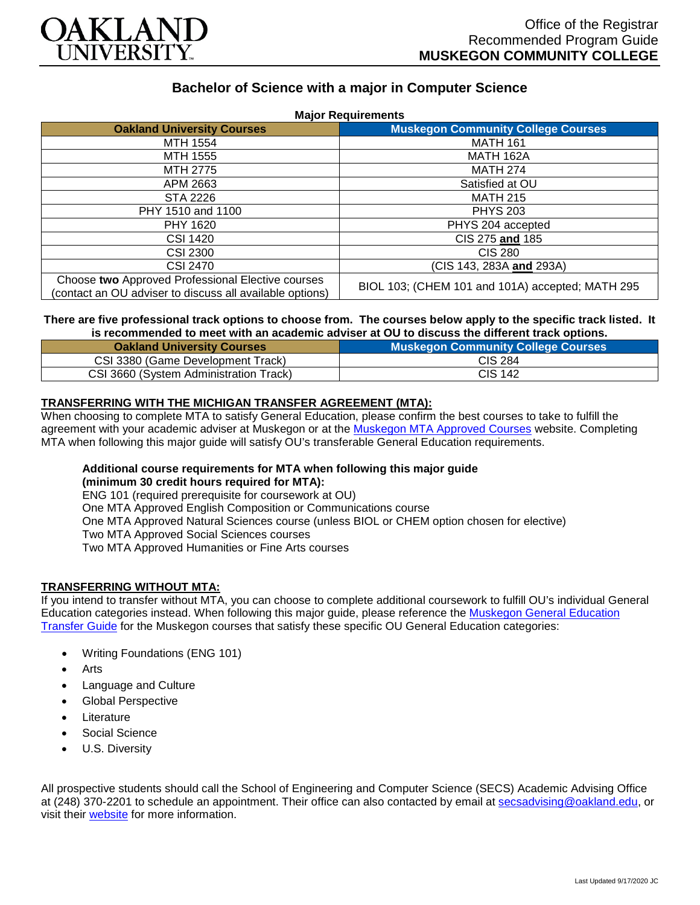# Bachelor of Science with a major in Computer Science

**Major Requirements**

| Oakland University Courses | Muskegon Community College Courses |
|---|---|
| MTH 1554 | MATH 161 |
| MTH 1555 | MATH 162A |
| MTH 2775 | MATH 274 |
| APM 2663 | Satisfied at OU |
| STA 2226 | MATH 215 |
| PHY 1510 and 1100 | PHYS 203 |
| PHY 1620 | PHYS 204 accepted |
| CSI 1420 | CIS 275 **and** 185 |
| CSI 2300 | CIS 280 |
| CSI 2470 | (CIS 143, 283A **and** 293A) |
| Choose **two** Approved Professional Elective courses (contact an OU adviser to discuss all available options) | BIOL 103; (CHEM 101 and 101A) accepted; MATH 295 |

**There are five professional track options to choose from. The courses below apply to the specific track listed. It is recommended to meet with an academic adviser at OU to discuss the different track options.**

| Oakland University Courses | Muskegon Community College Courses |
|---|---|
| CSI 3380 (Game Development Track) | CIS 284 |
| CSI 3660 (System Administration Track) | CIS 142 |

## TRANSFERRING WITH THE MICHIGAN TRANSFER AGREEMENT (MTA):

When choosing to complete MTA to satisfy General Education, please confirm the best courses to take to fulfill the agreement with your academic adviser at Muskegon or at the Muskegon MTA Approved Courses website. Completing MTA when following this major guide will satisfy OU's transferable General Education requirements.

**Additional course requirements for MTA when following this major guide (minimum 30 credit hours required for MTA):**

ENG 101 (required prerequisite for coursework at OU)
One MTA Approved English Composition or Communications course
One MTA Approved Natural Sciences course (unless BIOL or CHEM option chosen for elective)
Two MTA Approved Social Sciences courses
Two MTA Approved Humanities or Fine Arts courses

## TRANSFERRING WITHOUT MTA:

If you intend to transfer without MTA, you can choose to complete additional coursework to fulfill OU's individual General Education categories instead. When following this major guide, please reference the Muskegon General Education Transfer Guide for the Muskegon courses that satisfy these specific OU General Education categories:

- Writing Foundations (ENG 101)
- Arts
- Language and Culture
- Global Perspective
- Literature
- Social Science
- U.S. Diversity

All prospective students should call the School of Engineering and Computer Science (SECS) Academic Advising Office at (248) 370-2201 to schedule an appointment. Their office can also contacted by email at secsadvising@oakland.edu, or visit their website for more information.

Last Updated 9/17/2020 JC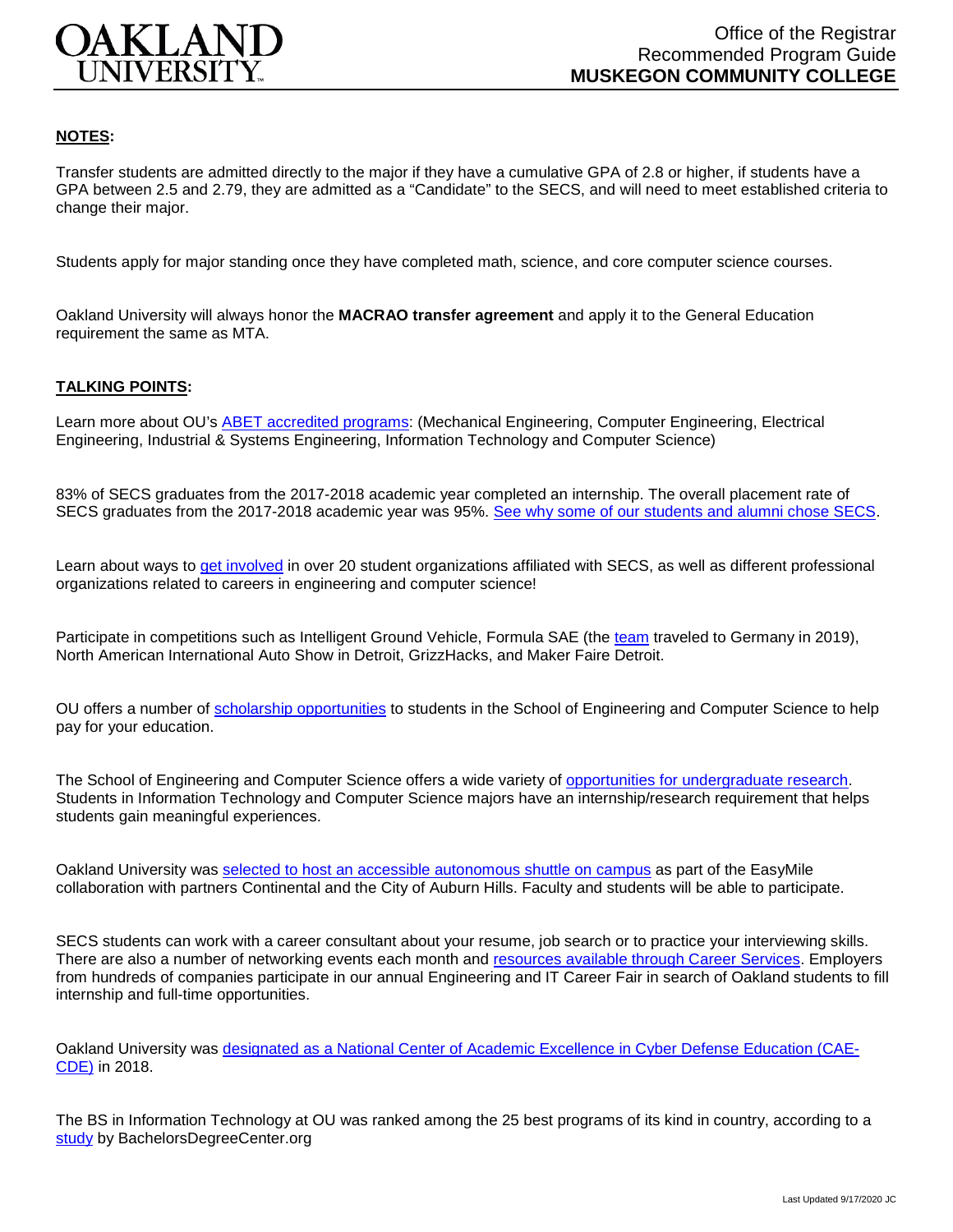## NOTES:

Transfer students are admitted directly to the major if they have a cumulative GPA of 2.8 or higher, if students have a GPA between 2.5 and 2.79, they are admitted as a "Candidate" to the SECS, and will need to meet established criteria to change their major.

Students apply for major standing once they have completed math, science, and core computer science courses.

Oakland University will always honor the **MACRAO transfer agreement** and apply it to the General Education requirement the same as MTA.

## TALKING POINTS:

Learn more about OU's ABET accredited programs: (Mechanical Engineering, Computer Engineering, Electrical Engineering, Industrial & Systems Engineering, Information Technology and Computer Science)

83% of SECS graduates from the 2017-2018 academic year completed an internship. The overall placement rate of SECS graduates from the 2017-2018 academic year was 95%. See why some of our students and alumni chose SECS.

Learn about ways to get involved in over 20 student organizations affiliated with SECS, as well as different professional organizations related to careers in engineering and computer science!

Participate in competitions such as Intelligent Ground Vehicle, Formula SAE (the team traveled to Germany in 2019), North American International Auto Show in Detroit, GrizzHacks, and Maker Faire Detroit.

OU offers a number of scholarship opportunities to students in the School of Engineering and Computer Science to help pay for your education.

The School of Engineering and Computer Science offers a wide variety of opportunities for undergraduate research. Students in Information Technology and Computer Science majors have an internship/research requirement that helps students gain meaningful experiences.

Oakland University was selected to host an accessible autonomous shuttle on campus as part of the EasyMile collaboration with partners Continental and the City of Auburn Hills. Faculty and students will be able to participate.

SECS students can work with a career consultant about your resume, job search or to practice your interviewing skills. There are also a number of networking events each month and resources available through Career Services. Employers from hundreds of companies participate in our annual Engineering and IT Career Fair in search of Oakland students to fill internship and full-time opportunities.

Oakland University was designated as a National Center of Academic Excellence in Cyber Defense Education (CAE-CDE) in 2018.

The BS in Information Technology at OU was ranked among the 25 best programs of its kind in country, according to a study by BachelorsDegreeCenter.org